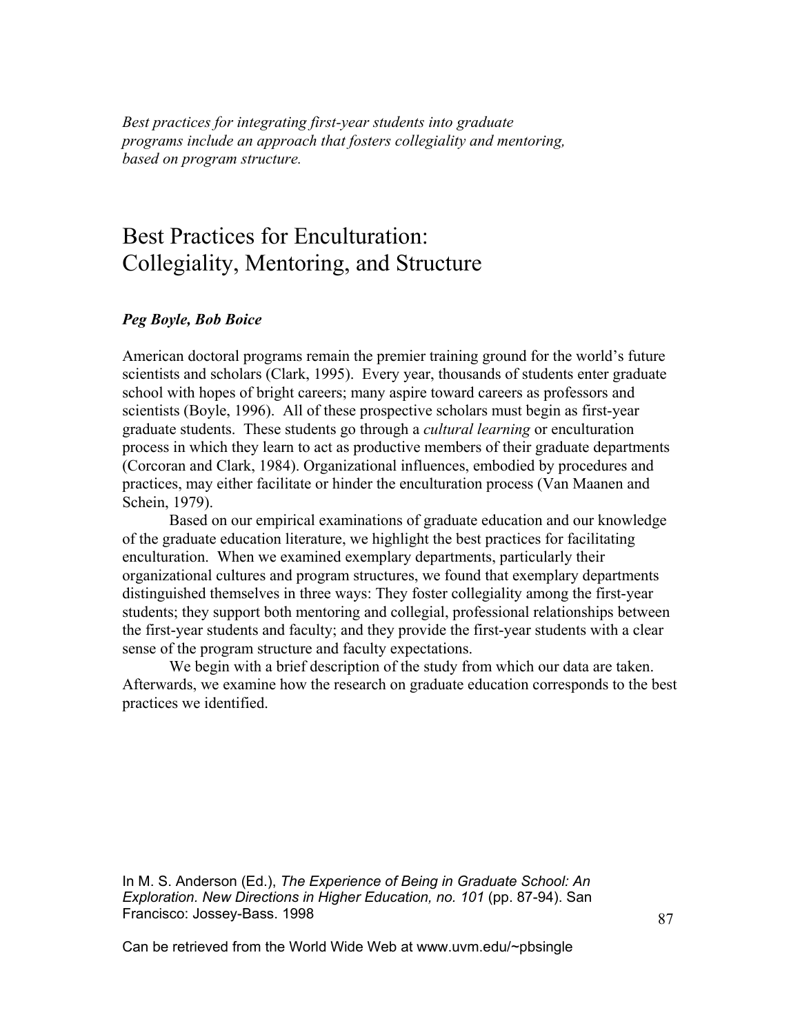*Best practices for integrating first-year students into graduate programs include an approach that fosters collegiality and mentoring, based on program structure.*

# Best Practices for Enculturation: Collegiality, Mentoring, and Structure

***Peg Boyle, Bob Boice***

American doctoral programs remain the premier training ground for the world's future scientists and scholars (Clark, 1995). Every year, thousands of students enter graduate school with hopes of bright careers; many aspire toward careers as professors and scientists (Boyle, 1996). All of these prospective scholars must begin as first-year graduate students. These students go through a *cultural learning* or enculturation process in which they learn to act as productive members of their graduate departments (Corcoran and Clark, 1984). Organizational influences, embodied by procedures and practices, may either facilitate or hinder the enculturation process (Van Maanen and Schein, 1979).

Based on our empirical examinations of graduate education and our knowledge of the graduate education literature, we highlight the best practices for facilitating enculturation. When we examined exemplary departments, particularly their organizational cultures and program structures, we found that exemplary departments distinguished themselves in three ways: They foster collegiality among the first-year students; they support both mentoring and collegial, professional relationships between the first-year students and faculty; and they provide the first-year students with a clear sense of the program structure and faculty expectations.

We begin with a brief description of the study from which our data are taken. Afterwards, we examine how the research on graduate education corresponds to the best practices we identified.

In M. S. Anderson (Ed.), *The Experience of Being in Graduate School: An Exploration. New Directions in Higher Education, no. 101* (pp. 87-94). San Francisco: Jossey-Bass. 1998

Can be retrieved from the World Wide Web at www.uvm.edu/~pbsingle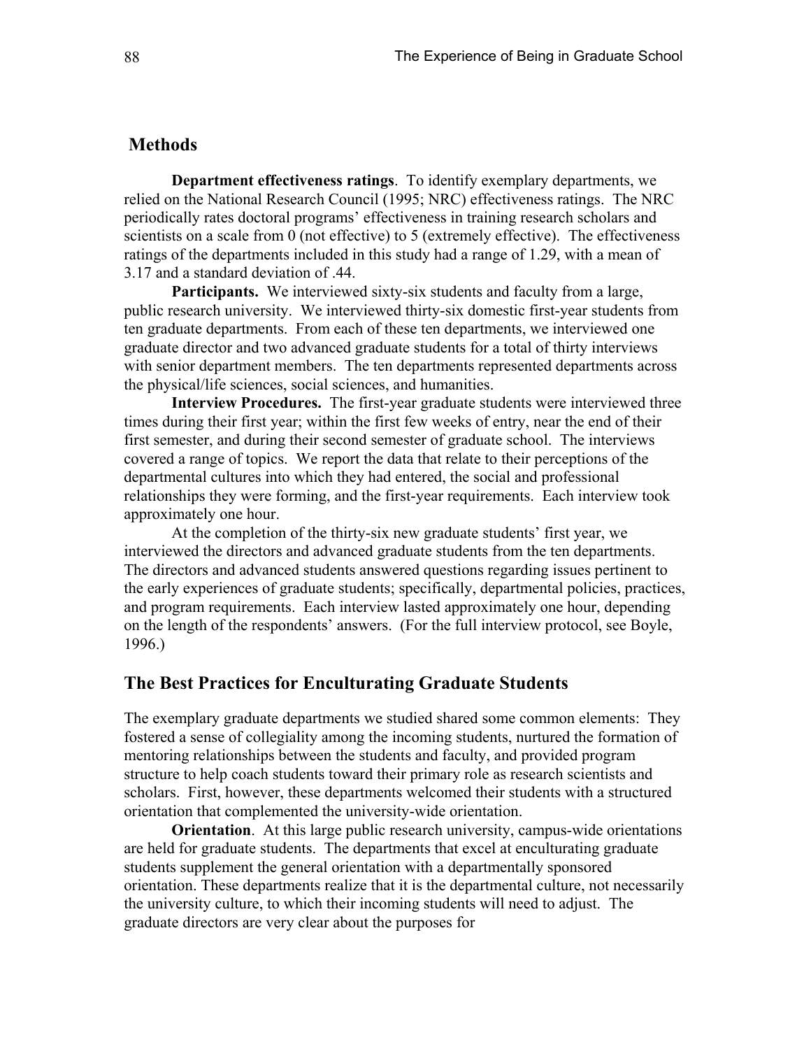## Methods

**Department effectiveness ratings**. To identify exemplary departments, we relied on the National Research Council (1995; NRC) effectiveness ratings. The NRC periodically rates doctoral programs' effectiveness in training research scholars and scientists on a scale from 0 (not effective) to 5 (extremely effective). The effectiveness ratings of the departments included in this study had a range of 1.29, with a mean of 3.17 and a standard deviation of .44.

**Participants.** We interviewed sixty-six students and faculty from a large, public research university. We interviewed thirty-six domestic first-year students from ten graduate departments. From each of these ten departments, we interviewed one graduate director and two advanced graduate students for a total of thirty interviews with senior department members. The ten departments represented departments across the physical/life sciences, social sciences, and humanities.

**Interview Procedures.** The first-year graduate students were interviewed three times during their first year; within the first few weeks of entry, near the end of their first semester, and during their second semester of graduate school. The interviews covered a range of topics. We report the data that relate to their perceptions of the departmental cultures into which they had entered, the social and professional relationships they were forming, and the first-year requirements. Each interview took approximately one hour.

At the completion of the thirty-six new graduate students' first year, we interviewed the directors and advanced graduate students from the ten departments. The directors and advanced students answered questions regarding issues pertinent to the early experiences of graduate students; specifically, departmental policies, practices, and program requirements. Each interview lasted approximately one hour, depending on the length of the respondents' answers. (For the full interview protocol, see Boyle, 1996.)

## The Best Practices for Enculturating Graduate Students

The exemplary graduate departments we studied shared some common elements: They fostered a sense of collegiality among the incoming students, nurtured the formation of mentoring relationships between the students and faculty, and provided program structure to help coach students toward their primary role as research scientists and scholars. First, however, these departments welcomed their students with a structured orientation that complemented the university-wide orientation.

**Orientation**. At this large public research university, campus-wide orientations are held for graduate students. The departments that excel at enculturating graduate students supplement the general orientation with a departmentally sponsored orientation. These departments realize that it is the departmental culture, not necessarily the university culture, to which their incoming students will need to adjust. The graduate directors are very clear about the purposes for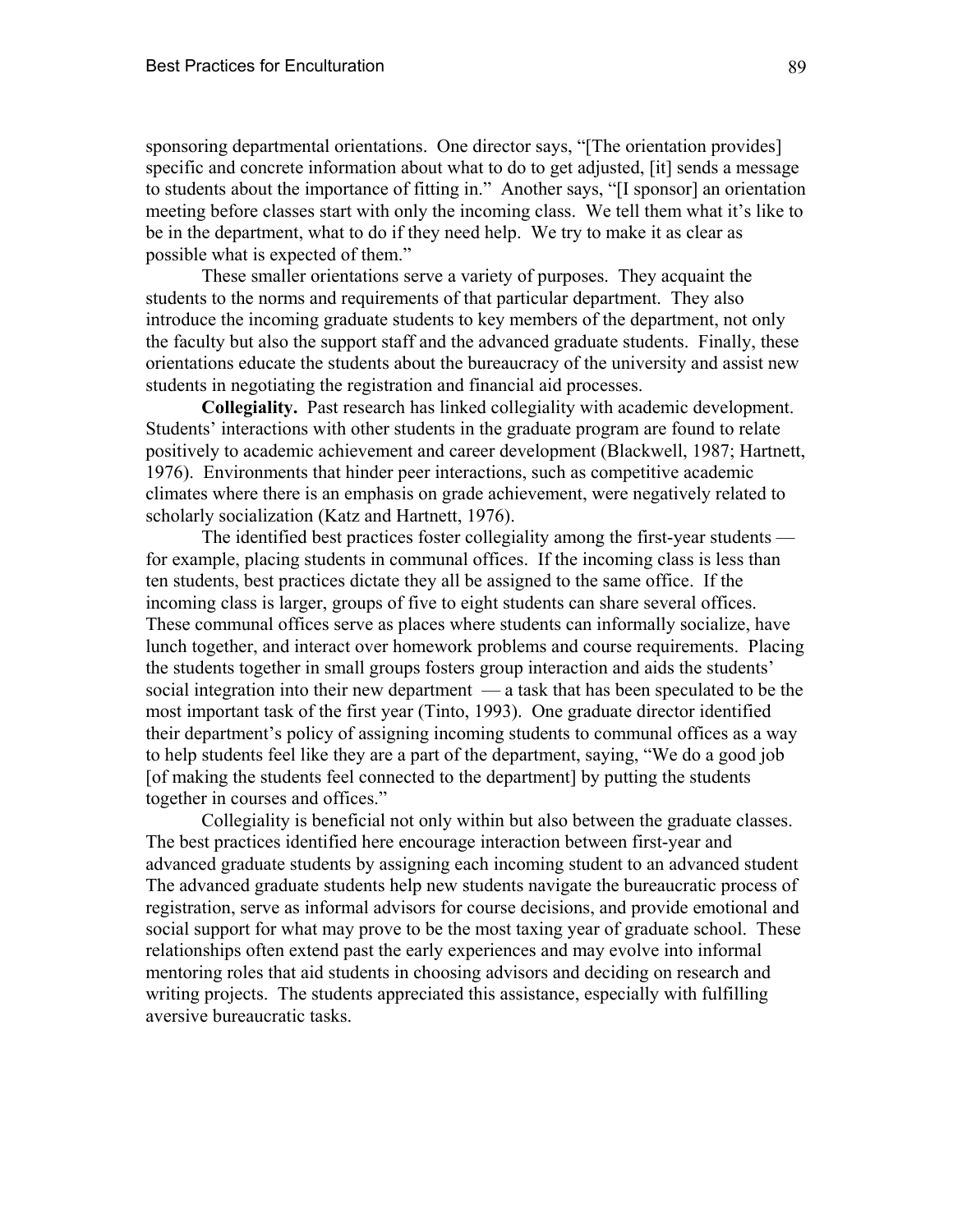sponsoring departmental orientations. One director says, "[The orientation provides] specific and concrete information about what to do to get adjusted, [it] sends a message to students about the importance of fitting in." Another says, "[I sponsor] an orientation meeting before classes start with only the incoming class. We tell them what it's like to be in the department, what to do if they need help. We try to make it as clear as possible what is expected of them."

These smaller orientations serve a variety of purposes. They acquaint the students to the norms and requirements of that particular department. They also introduce the incoming graduate students to key members of the department, not only the faculty but also the support staff and the advanced graduate students. Finally, these orientations educate the students about the bureaucracy of the university and assist new students in negotiating the registration and financial aid processes.

**Collegiality.** Past research has linked collegiality with academic development. Students' interactions with other students in the graduate program are found to relate positively to academic achievement and career development (Blackwell, 1987; Hartnett, 1976). Environments that hinder peer interactions, such as competitive academic climates where there is an emphasis on grade achievement, were negatively related to scholarly socialization (Katz and Hartnett, 1976).

The identified best practices foster collegiality among the first-year students — for example, placing students in communal offices. If the incoming class is less than ten students, best practices dictate they all be assigned to the same office. If the incoming class is larger, groups of five to eight students can share several offices. These communal offices serve as places where students can informally socialize, have lunch together, and interact over homework problems and course requirements. Placing the students together in small groups fosters group interaction and aids the students' social integration into their new department — a task that has been speculated to be the most important task of the first year (Tinto, 1993). One graduate director identified their department's policy of assigning incoming students to communal offices as a way to help students feel like they are a part of the department, saying, "We do a good job [of making the students feel connected to the department] by putting the students together in courses and offices."

Collegiality is beneficial not only within but also between the graduate classes. The best practices identified here encourage interaction between first-year and advanced graduate students by assigning each incoming student to an advanced student The advanced graduate students help new students navigate the bureaucratic process of registration, serve as informal advisors for course decisions, and provide emotional and social support for what may prove to be the most taxing year of graduate school. These relationships often extend past the early experiences and may evolve into informal mentoring roles that aid students in choosing advisors and deciding on research and writing projects. The students appreciated this assistance, especially with fulfilling aversive bureaucratic tasks.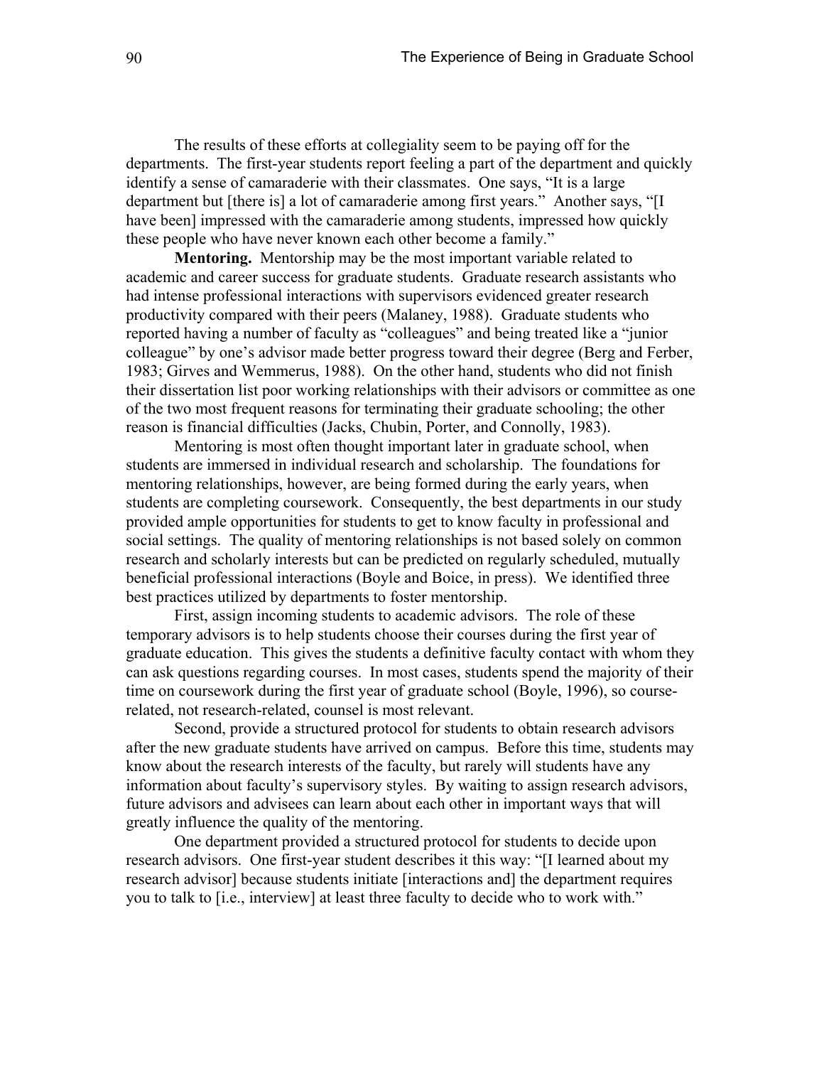The results of these efforts at collegiality seem to be paying off for the departments. The first-year students report feeling a part of the department and quickly identify a sense of camaraderie with their classmates. One says, "It is a large department but [there is] a lot of camaraderie among first years." Another says, "[I have been] impressed with the camaraderie among students, impressed how quickly these people who have never known each other become a family."

**Mentoring.** Mentorship may be the most important variable related to academic and career success for graduate students. Graduate research assistants who had intense professional interactions with supervisors evidenced greater research productivity compared with their peers (Malaney, 1988). Graduate students who reported having a number of faculty as "colleagues" and being treated like a "junior colleague" by one's advisor made better progress toward their degree (Berg and Ferber, 1983; Girves and Wemmerus, 1988). On the other hand, students who did not finish their dissertation list poor working relationships with their advisors or committee as one of the two most frequent reasons for terminating their graduate schooling; the other reason is financial difficulties (Jacks, Chubin, Porter, and Connolly, 1983).

Mentoring is most often thought important later in graduate school, when students are immersed in individual research and scholarship. The foundations for mentoring relationships, however, are being formed during the early years, when students are completing coursework. Consequently, the best departments in our study provided ample opportunities for students to get to know faculty in professional and social settings. The quality of mentoring relationships is not based solely on common research and scholarly interests but can be predicted on regularly scheduled, mutually beneficial professional interactions (Boyle and Boice, in press). We identified three best practices utilized by departments to foster mentorship.

First, assign incoming students to academic advisors. The role of these temporary advisors is to help students choose their courses during the first year of graduate education. This gives the students a definitive faculty contact with whom they can ask questions regarding courses. In most cases, students spend the majority of their time on coursework during the first year of graduate school (Boyle, 1996), so course-related, not research-related, counsel is most relevant.

Second, provide a structured protocol for students to obtain research advisors after the new graduate students have arrived on campus. Before this time, students may know about the research interests of the faculty, but rarely will students have any information about faculty's supervisory styles. By waiting to assign research advisors, future advisors and advisees can learn about each other in important ways that will greatly influence the quality of the mentoring.

One department provided a structured protocol for students to decide upon research advisors. One first-year student describes it this way: "[I learned about my research advisor] because students initiate [interactions and] the department requires you to talk to [i.e., interview] at least three faculty to decide who to work with."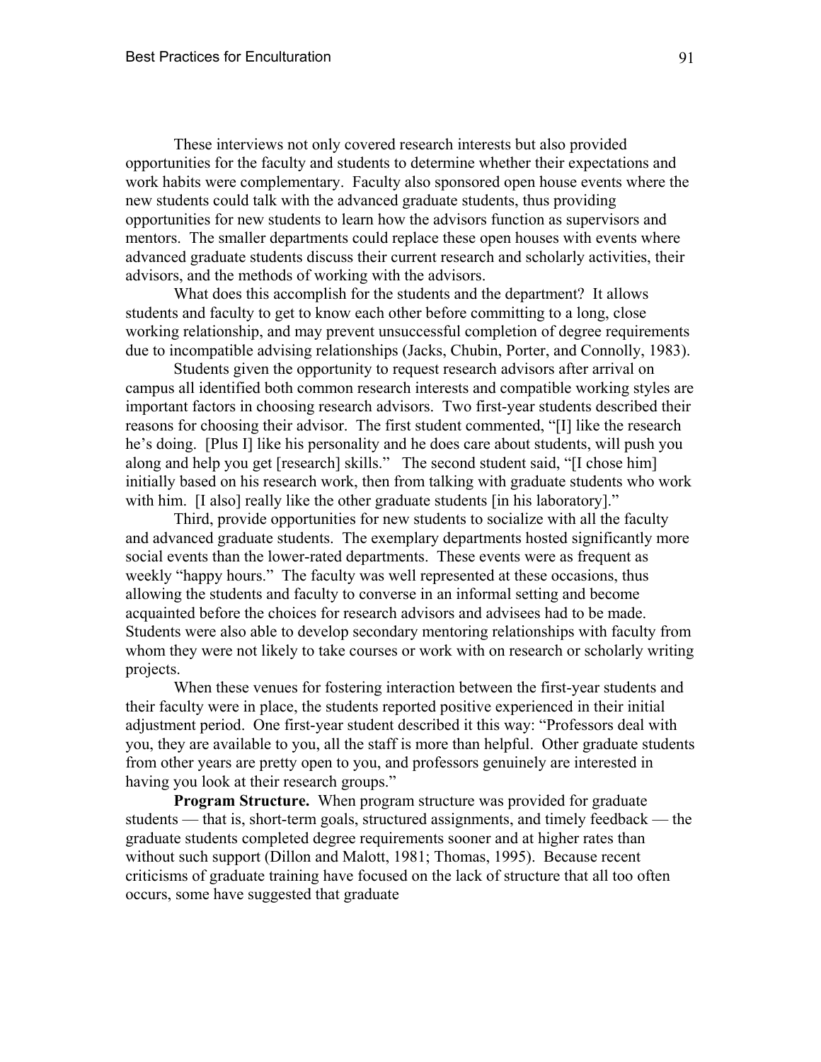These interviews not only covered research interests but also provided opportunities for the faculty and students to determine whether their expectations and work habits were complementary. Faculty also sponsored open house events where the new students could talk with the advanced graduate students, thus providing opportunities for new students to learn how the advisors function as supervisors and mentors. The smaller departments could replace these open houses with events where advanced graduate students discuss their current research and scholarly activities, their advisors, and the methods of working with the advisors.

What does this accomplish for the students and the department? It allows students and faculty to get to know each other before committing to a long, close working relationship, and may prevent unsuccessful completion of degree requirements due to incompatible advising relationships (Jacks, Chubin, Porter, and Connolly, 1983).

Students given the opportunity to request research advisors after arrival on campus all identified both common research interests and compatible working styles are important factors in choosing research advisors. Two first-year students described their reasons for choosing their advisor. The first student commented, "[I] like the research he's doing. [Plus I] like his personality and he does care about students, will push you along and help you get [research] skills." The second student said, "[I chose him] initially based on his research work, then from talking with graduate students who work with him. [I also] really like the other graduate students [in his laboratory]."

Third, provide opportunities for new students to socialize with all the faculty and advanced graduate students. The exemplary departments hosted significantly more social events than the lower-rated departments. These events were as frequent as weekly "happy hours." The faculty was well represented at these occasions, thus allowing the students and faculty to converse in an informal setting and become acquainted before the choices for research advisors and advisees had to be made. Students were also able to develop secondary mentoring relationships with faculty from whom they were not likely to take courses or work with on research or scholarly writing projects.

When these venues for fostering interaction between the first-year students and their faculty were in place, the students reported positive experienced in their initial adjustment period. One first-year student described it this way: "Professors deal with you, they are available to you, all the staff is more than helpful. Other graduate students from other years are pretty open to you, and professors genuinely are interested in having you look at their research groups."

**Program Structure.** When program structure was provided for graduate students — that is, short-term goals, structured assignments, and timely feedback — the graduate students completed degree requirements sooner and at higher rates than without such support (Dillon and Malott, 1981; Thomas, 1995). Because recent criticisms of graduate training have focused on the lack of structure that all too often occurs, some have suggested that graduate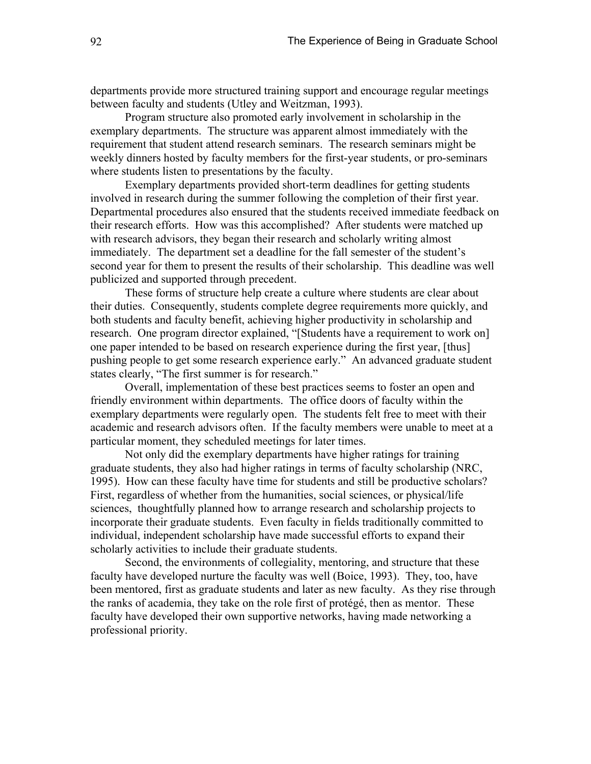departments provide more structured training support and encourage regular meetings between faculty and students (Utley and Weitzman, 1993).

Program structure also promoted early involvement in scholarship in the exemplary departments. The structure was apparent almost immediately with the requirement that student attend research seminars. The research seminars might be weekly dinners hosted by faculty members for the first-year students, or pro-seminars where students listen to presentations by the faculty.

Exemplary departments provided short-term deadlines for getting students involved in research during the summer following the completion of their first year. Departmental procedures also ensured that the students received immediate feedback on their research efforts. How was this accomplished? After students were matched up with research advisors, they began their research and scholarly writing almost immediately. The department set a deadline for the fall semester of the student's second year for them to present the results of their scholarship. This deadline was well publicized and supported through precedent.

These forms of structure help create a culture where students are clear about their duties. Consequently, students complete degree requirements more quickly, and both students and faculty benefit, achieving higher productivity in scholarship and research. One program director explained, "[Students have a requirement to work on] one paper intended to be based on research experience during the first year, [thus] pushing people to get some research experience early." An advanced graduate student states clearly, "The first summer is for research."

Overall, implementation of these best practices seems to foster an open and friendly environment within departments. The office doors of faculty within the exemplary departments were regularly open. The students felt free to meet with their academic and research advisors often. If the faculty members were unable to meet at a particular moment, they scheduled meetings for later times.

Not only did the exemplary departments have higher ratings for training graduate students, they also had higher ratings in terms of faculty scholarship (NRC, 1995). How can these faculty have time for students and still be productive scholars? First, regardless of whether from the humanities, social sciences, or physical/life sciences, thoughtfully planned how to arrange research and scholarship projects to incorporate their graduate students. Even faculty in fields traditionally committed to individual, independent scholarship have made successful efforts to expand their scholarly activities to include their graduate students.

Second, the environments of collegiality, mentoring, and structure that these faculty have developed nurture the faculty was well (Boice, 1993). They, too, have been mentored, first as graduate students and later as new faculty. As they rise through the ranks of academia, they take on the role first of protégé, then as mentor. These faculty have developed their own supportive networks, having made networking a professional priority.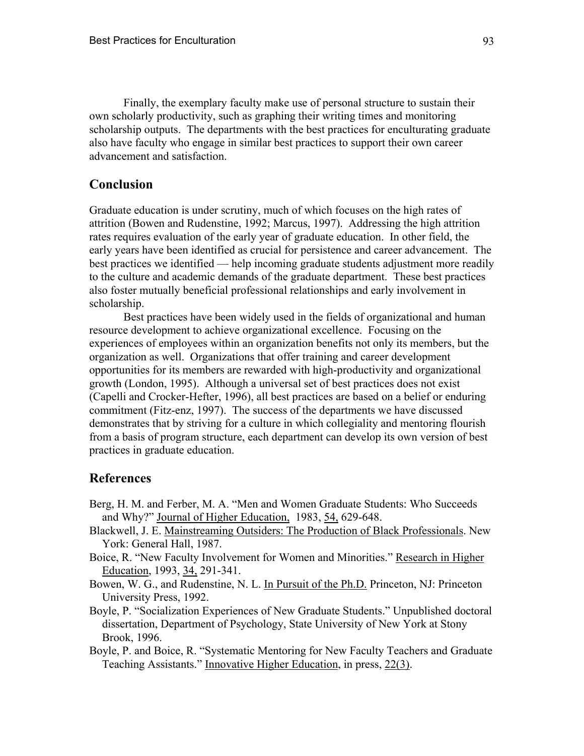Finally, the exemplary faculty make use of personal structure to sustain their own scholarly productivity, such as graphing their writing times and monitoring scholarship outputs. The departments with the best practices for enculturating graduate also have faculty who engage in similar best practices to support their own career advancement and satisfaction.

## Conclusion

Graduate education is under scrutiny, much of which focuses on the high rates of attrition (Bowen and Rudenstine, 1992; Marcus, 1997). Addressing the high attrition rates requires evaluation of the early year of graduate education. In other field, the early years have been identified as crucial for persistence and career advancement. The best practices we identified — help incoming graduate students adjustment more readily to the culture and academic demands of the graduate department. These best practices also foster mutually beneficial professional relationships and early involvement in scholarship.

Best practices have been widely used in the fields of organizational and human resource development to achieve organizational excellence. Focusing on the experiences of employees within an organization benefits not only its members, but the organization as well. Organizations that offer training and career development opportunities for its members are rewarded with high-productivity and organizational growth (London, 1995). Although a universal set of best practices does not exist (Capelli and Crocker-Hefter, 1996), all best practices are based on a belief or enduring commitment (Fitz-enz, 1997). The success of the departments we have discussed demonstrates that by striving for a culture in which collegiality and mentoring flourish from a basis of program structure, each department can develop its own version of best practices in graduate education.

## References

Berg, H. M. and Ferber, M. A. "Men and Women Graduate Students: Who Succeeds and Why?" Journal of Higher Education, 1983, 54, 629-648.

Blackwell, J. E. Mainstreaming Outsiders: The Production of Black Professionals. New York: General Hall, 1987.

Boice, R. "New Faculty Involvement for Women and Minorities." Research in Higher Education, 1993, 34, 291-341.

Bowen, W. G., and Rudenstine, N. L. In Pursuit of the Ph.D. Princeton, NJ: Princeton University Press, 1992.

Boyle, P. "Socialization Experiences of New Graduate Students." Unpublished doctoral dissertation, Department of Psychology, State University of New York at Stony Brook, 1996.

Boyle, P. and Boice, R. "Systematic Mentoring for New Faculty Teachers and Graduate Teaching Assistants." Innovative Higher Education, in press, 22(3).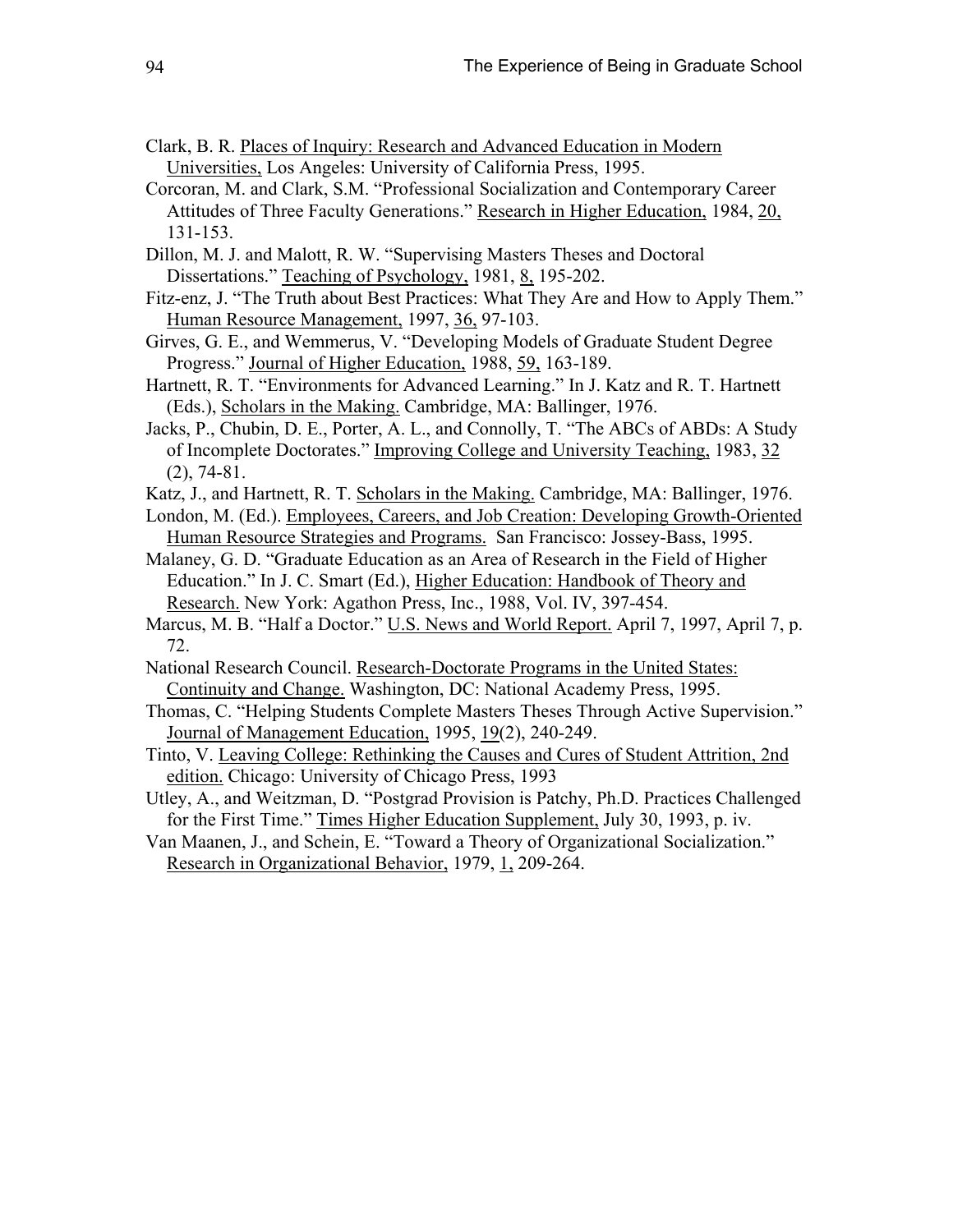Clark, B. R. Places of Inquiry: Research and Advanced Education in Modern Universities, Los Angeles: University of California Press, 1995.

Corcoran, M. and Clark, S.M. "Professional Socialization and Contemporary Career Attitudes of Three Faculty Generations." Research in Higher Education, 1984, 20, 131-153.

Dillon, M. J. and Malott, R. W. "Supervising Masters Theses and Doctoral Dissertations." Teaching of Psychology, 1981, 8, 195-202.

Fitz-enz, J. "The Truth about Best Practices: What They Are and How to Apply Them." Human Resource Management, 1997, 36, 97-103.

Girves, G. E., and Wemmerus, V. "Developing Models of Graduate Student Degree Progress." Journal of Higher Education, 1988, 59, 163-189.

Hartnett, R. T. "Environments for Advanced Learning." In J. Katz and R. T. Hartnett (Eds.), Scholars in the Making. Cambridge, MA: Ballinger, 1976.

Jacks, P., Chubin, D. E., Porter, A. L., and Connolly, T. "The ABCs of ABDs: A Study of Incomplete Doctorates." Improving College and University Teaching, 1983, 32 (2), 74-81.

Katz, J., and Hartnett, R. T. Scholars in the Making. Cambridge, MA: Ballinger, 1976.

London, M. (Ed.). Employees, Careers, and Job Creation: Developing Growth-Oriented Human Resource Strategies and Programs. San Francisco: Jossey-Bass, 1995.

Malaney, G. D. "Graduate Education as an Area of Research in the Field of Higher Education." In J. C. Smart (Ed.), Higher Education: Handbook of Theory and Research. New York: Agathon Press, Inc., 1988, Vol. IV, 397-454.

Marcus, M. B. "Half a Doctor." U.S. News and World Report. April 7, 1997, April 7, p. 72.

National Research Council. Research-Doctorate Programs in the United States: Continuity and Change. Washington, DC: National Academy Press, 1995.

Thomas, C. "Helping Students Complete Masters Theses Through Active Supervision." Journal of Management Education, 1995, 19(2), 240-249.

Tinto, V. Leaving College: Rethinking the Causes and Cures of Student Attrition, 2nd edition. Chicago: University of Chicago Press, 1993

Utley, A., and Weitzman, D. "Postgrad Provision is Patchy, Ph.D. Practices Challenged for the First Time." Times Higher Education Supplement, July 30, 1993, p. iv.

Van Maanen, J., and Schein, E. "Toward a Theory of Organizational Socialization." Research in Organizational Behavior, 1979, 1, 209-264.